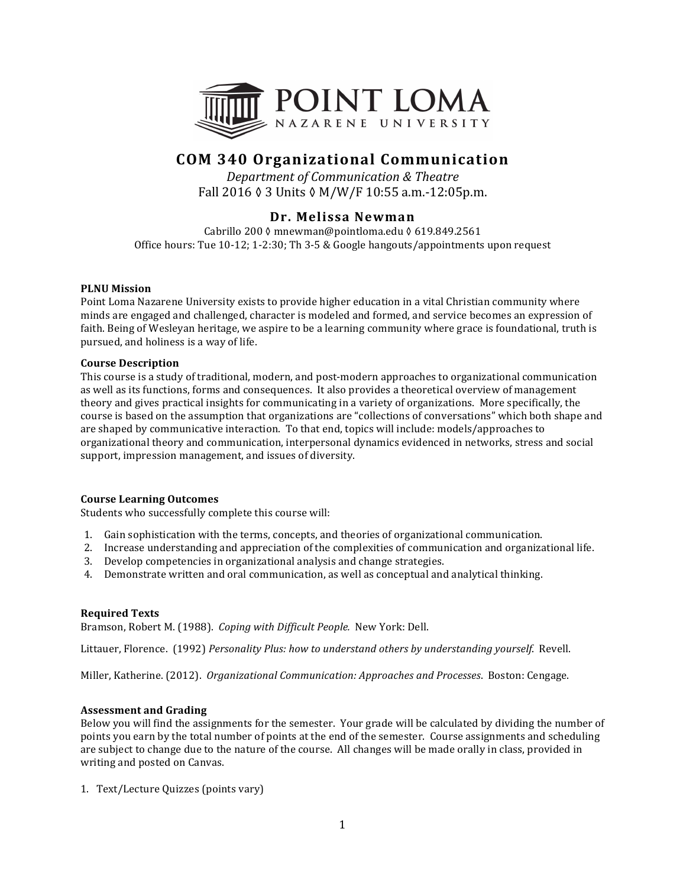# POINT LOMA NAZARENE UNIVERSITY

# COM 340 Organizational Communication

*Department of Communication & Theatre*
Fall 2016 ◊ 3 Units ◊ M/W/F 10:55 a.m.-12:05p.m.

## Dr. Melissa Newman

Cabrillo 200 ◊ mnewman@pointloma.edu ◊ 619.849.2561
Office hours: Tue 10-12; 1-2:30; Th 3-5 & Google hangouts/appointments upon request

**PLNU Mission**

Point Loma Nazarene University exists to provide higher education in a vital Christian community where minds are engaged and challenged, character is modeled and formed, and service becomes an expression of faith. Being of Wesleyan heritage, we aspire to be a learning community where grace is foundational, truth is pursued, and holiness is a way of life.

**Course Description**

This course is a study of traditional, modern, and post-modern approaches to organizational communication as well as its functions, forms and consequences. It also provides a theoretical overview of management theory and gives practical insights for communicating in a variety of organizations. More specifically, the course is based on the assumption that organizations are "collections of conversations" which both shape and are shaped by communicative interaction. To that end, topics will include: models/approaches to organizational theory and communication, interpersonal dynamics evidenced in networks, stress and social support, impression management, and issues of diversity.

**Course Learning Outcomes**

Students who successfully complete this course will:

1. Gain sophistication with the terms, concepts, and theories of organizational communication.
2. Increase understanding and appreciation of the complexities of communication and organizational life.
3. Develop competencies in organizational analysis and change strategies.
4. Demonstrate written and oral communication, as well as conceptual and analytical thinking.

**Required Texts**

Bramson, Robert M. (1988). *Coping with Difficult People.* New York: Dell.

Littauer, Florence. (1992) *Personality Plus: how to understand others by understanding yourself*. Revell.

Miller, Katherine. (2012). *Organizational Communication: Approaches and Processes*. Boston: Cengage.

**Assessment and Grading**

Below you will find the assignments for the semester. Your grade will be calculated by dividing the number of points you earn by the total number of points at the end of the semester. Course assignments and scheduling are subject to change due to the nature of the course. All changes will be made orally in class, provided in writing and posted on Canvas.

1. Text/Lecture Quizzes (points vary)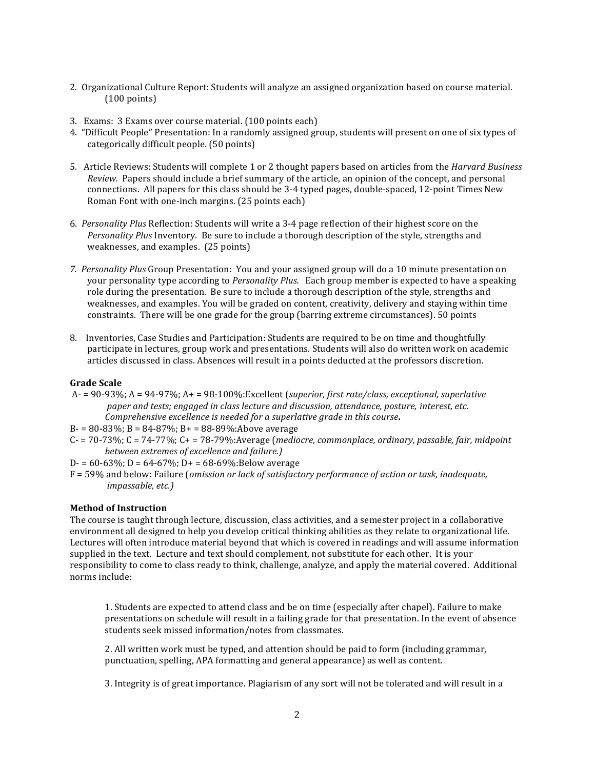2. Organizational Culture Report: Students will analyze an assigned organization based on course material. (100 points)

3. Exams: 3 Exams over course material. (100 points each)

4. "Difficult People" Presentation: In a randomly assigned group, students will present on one of six types of categorically difficult people. (50 points)

5. Article Reviews: Students will complete 1 or 2 thought papers based on articles from the *Harvard Business Review.* Papers should include a brief summary of the article, an opinion of the concept, and personal connections. All papers for this class should be 3-4 typed pages, double-spaced, 12-point Times New Roman Font with one-inch margins. (25 points each)

6. *Personality Plus* Reflection: Students will write a 3-4 page reflection of their highest score on the *Personality Plus* Inventory. Be sure to include a thorough description of the style, strengths and weaknesses, and examples. (25 points)

7. *Personality Plus* Group Presentation: You and your assigned group will do a 10 minute presentation on your personality type according to *Personality Plus.* Each group member is expected to have a speaking role during the presentation. Be sure to include a thorough description of the style, strengths and weaknesses, and examples. You will be graded on content, creativity, delivery and staying within time constraints. There will be one grade for the group (barring extreme circumstances). 50 points

8. Inventories, Case Studies and Participation: Students are required to be on time and thoughtfully participate in lectures, group work and presentations. Students will also do written work on academic articles discussed in class. Absences will result in a points deducted at the professors discretion.

**Grade Scale**

A- = 90-93%; A = 94-97%; A+ = 98-100%:Excellent (*superior, first rate/class, exceptional, superlative paper and tests; engaged in class lecture and discussion, attendance, posture, interest, etc. Comprehensive excellence is needed for a superlative grade in this course***.**

B- = 80-83%; B = 84-87%; B+ = 88-89%:Above average

C- = 70-73%; C = 74-77%; C+ = 78-79%:Average (*mediocre, commonplace, ordinary, passable, fair, midpoint between extremes of excellence and failure.)*

D- = 60-63%; D = 64-67%; D+ = 68-69%:Below average

F = 59% and below: Failure (*omission or lack of satisfactory performance of action or task, inadequate, impassable, etc.)*

**Method of Instruction**

The course is taught through lecture, discussion, class activities, and a semester project in a collaborative environment all designed to help you develop critical thinking abilities as they relate to organizational life. Lectures will often introduce material beyond that which is covered in readings and will assume information supplied in the text. Lecture and text should complement, not substitute for each other. It is your responsibility to come to class ready to think, challenge, analyze, and apply the material covered. Additional norms include:

1. Students are expected to attend class and be on time (especially after chapel). Failure to make presentations on schedule will result in a failing grade for that presentation. In the event of absence students seek missed information/notes from classmates.

2. All written work must be typed, and attention should be paid to form (including grammar, punctuation, spelling, APA formatting and general appearance) as well as content.

3. Integrity is of great importance. Plagiarism of any sort will not be tolerated and will result in a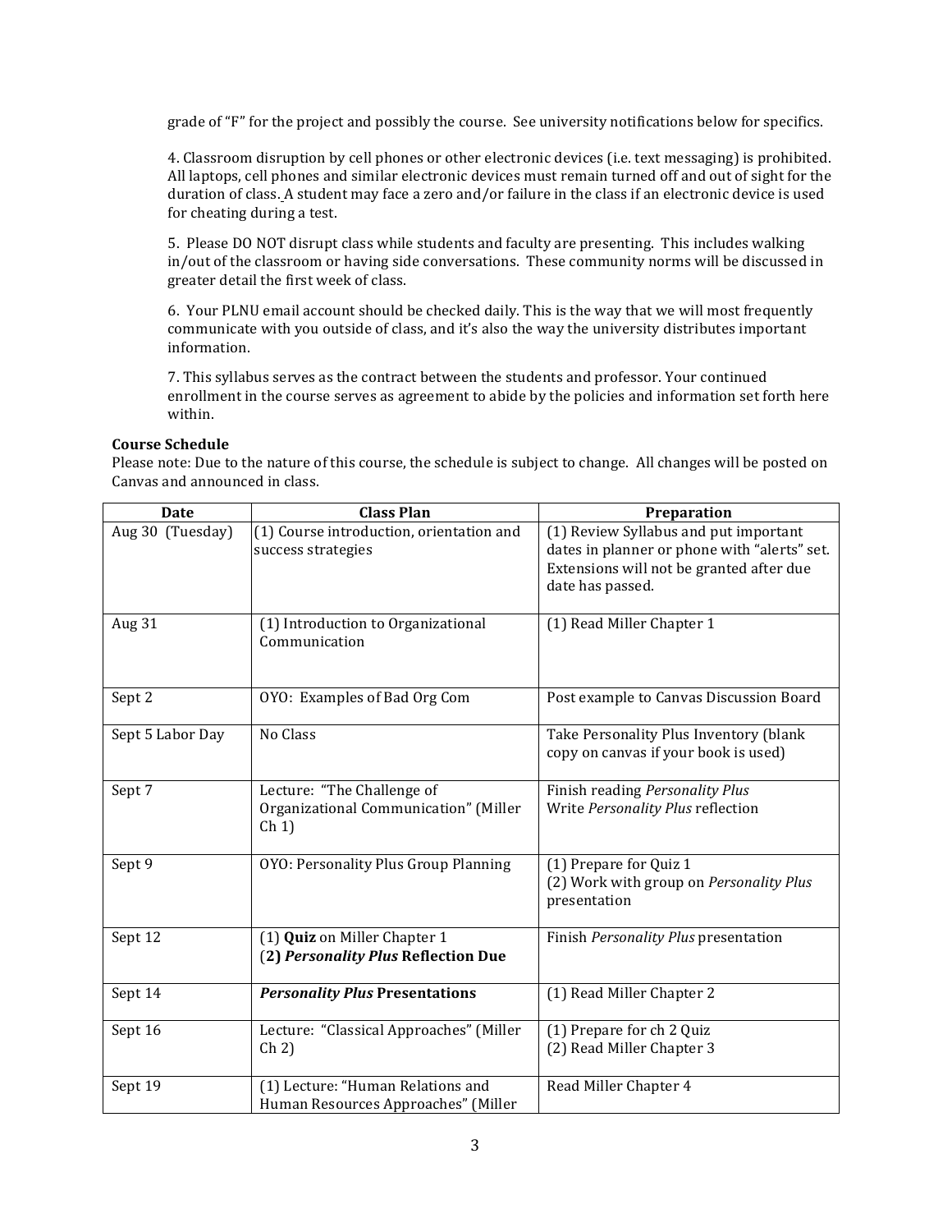grade of "F" for the project and possibly the course. See university notifications below for specifics.

4. Classroom disruption by cell phones or other electronic devices (i.e. text messaging) is prohibited. All laptops, cell phones and similar electronic devices must remain turned off and out of sight for the duration of class. A student may face a zero and/or failure in the class if an electronic device is used for cheating during a test.

5. Please DO NOT disrupt class while students and faculty are presenting. This includes walking in/out of the classroom or having side conversations. These community norms will be discussed in greater detail the first week of class.

6. Your PLNU email account should be checked daily. This is the way that we will most frequently communicate with you outside of class, and it's also the way the university distributes important information.

7. This syllabus serves as the contract between the students and professor. Your continued enrollment in the course serves as agreement to abide by the policies and information set forth here within.

**Course Schedule**

Please note: Due to the nature of this course, the schedule is subject to change. All changes will be posted on Canvas and announced in class.

| Date | Class Plan | Preparation |
|---|---|---|
| Aug 30 (Tuesday) | (1) Course introduction, orientation and success strategies | (1) Review Syllabus and put important dates in planner or phone with "alerts" set. Extensions will not be granted after due date has passed. |
| Aug 31 | (1) Introduction to Organizational Communication | (1) Read Miller Chapter 1 |
| Sept 2 | OYO: Examples of Bad Org Com | Post example to Canvas Discussion Board |
| Sept 5 Labor Day | No Class | Take Personality Plus Inventory (blank copy on canvas if your book is used) |
| Sept 7 | Lecture: "The Challenge of Organizational Communication" (Miller Ch 1) | Finish reading *Personality Plus*<br>Write *Personality Plus* reflection |
| Sept 9 | OYO: Personality Plus Group Planning | (1) Prepare for Quiz 1<br>(2) Work with group on *Personality Plus* presentation |
| Sept 12 | (1) **Quiz** on Miller Chapter 1<br>(**2) *Personality Plus* Reflection Due** | Finish *Personality Plus* presentation |
| Sept 14 | ***Personality Plus* Presentations** | (1) Read Miller Chapter 2 |
| Sept 16 | Lecture: "Classical Approaches" (Miller Ch 2) | (1) Prepare for ch 2 Quiz<br>(2) Read Miller Chapter 3 |
| Sept 19 | (1) Lecture: "Human Relations and Human Resources Approaches" (Miller | Read Miller Chapter 4 |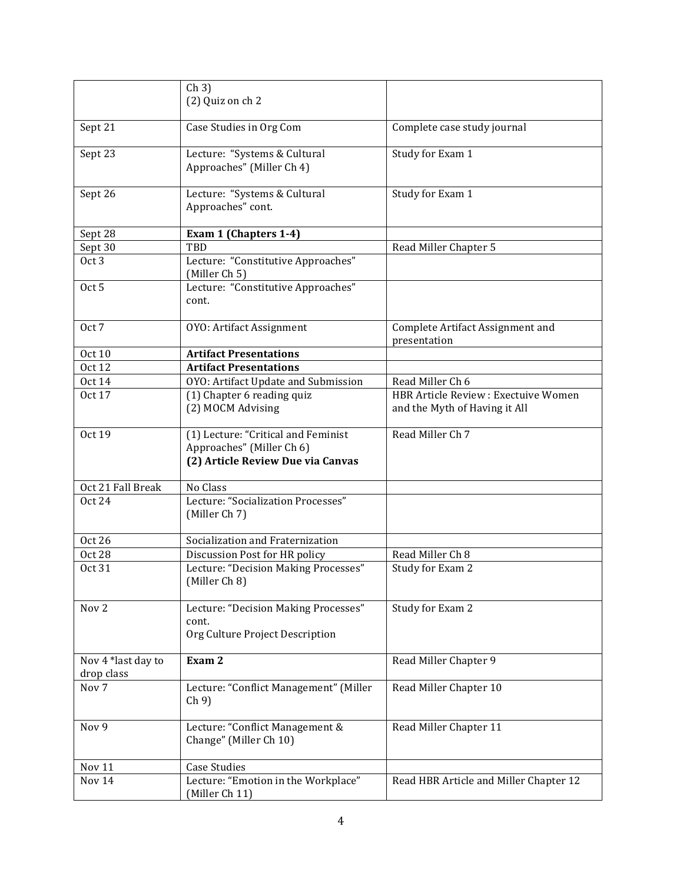| | | |
|---|---|---|
| | Ch 3)<br>(2) Quiz on ch 2 | |
| Sept 21 | Case Studies in Org Com | Complete case study journal |
| Sept 23 | Lecture: "Systems & Cultural Approaches" (Miller Ch 4) | Study for Exam 1 |
| Sept 26 | Lecture: "Systems & Cultural Approaches" cont. | Study for Exam 1 |
| Sept 28 | **Exam 1 (Chapters 1-4)** | |
| Sept 30 | TBD | Read Miller Chapter 5 |
| Oct 3 | Lecture: "Constitutive Approaches" (Miller Ch 5) | |
| Oct 5 | Lecture: "Constitutive Approaches" cont. | |
| Oct 7 | OYO: Artifact Assignment | Complete Artifact Assignment and presentation |
| Oct 10 | **Artifact Presentations** | |
| Oct 12 | **Artifact Presentations** | |
| Oct 14 | OYO: Artifact Update and Submission | Read Miller Ch 6 |
| Oct 17 | (1) Chapter 6 reading quiz<br>(2) MOCM Advising | HBR Article Review : Exectuive Women and the Myth of Having it All |
| Oct 19 | (1) Lecture: "Critical and Feminist Approaches" (Miller Ch 6)<br>**(2) Article Review Due via Canvas** | Read Miller Ch 7 |
| Oct 21 Fall Break | No Class | |
| Oct 24 | Lecture: "Socialization Processes" (Miller Ch 7) | |
| Oct 26 | Socialization and Fraternization | |
| Oct 28 | Discussion Post for HR policy | Read Miller Ch 8 |
| Oct 31 | Lecture: "Decision Making Processes" (Miller Ch 8) | Study for Exam 2 |
| Nov 2 | Lecture: "Decision Making Processes" cont.<br>Org Culture Project Description | Study for Exam 2 |
| Nov 4 *last day to drop class | **Exam 2** | Read Miller Chapter 9 |
| Nov 7 | Lecture: "Conflict Management" (Miller Ch 9) | Read Miller Chapter 10 |
| Nov 9 | Lecture: "Conflict Management & Change" (Miller Ch 10) | Read Miller Chapter 11 |
| Nov 11 | Case Studies | |
| Nov 14 | Lecture: "Emotion in the Workplace" (Miller Ch 11) | Read HBR Article and Miller Chapter 12 |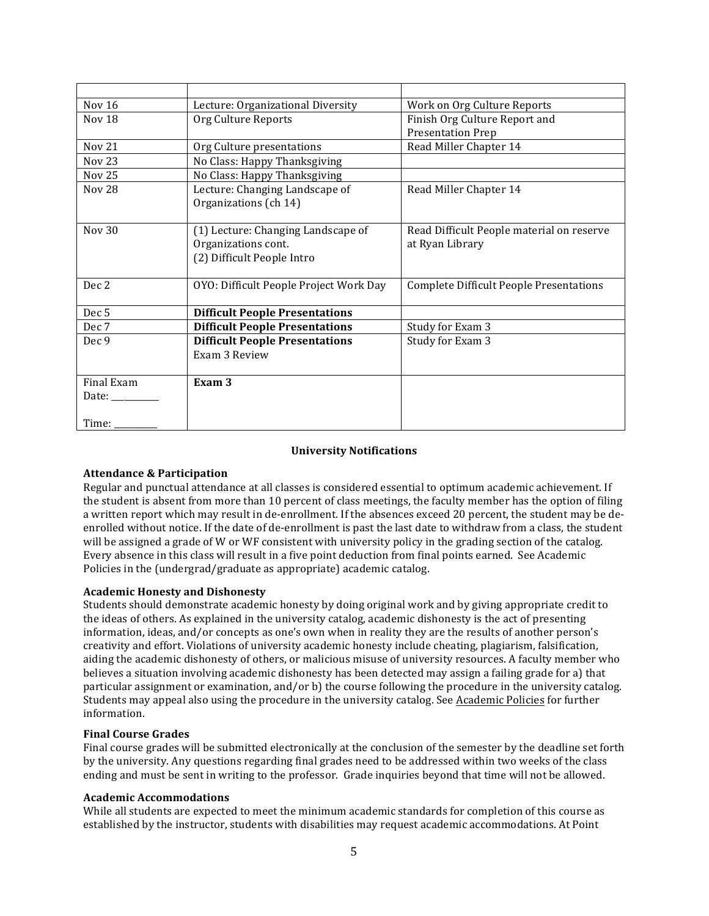| | | |
|---|---|---|
| Nov 16 | Lecture: Organizational Diversity | Work on Org Culture Reports |
| Nov 18 | Org Culture Reports | Finish Org Culture Report and Presentation Prep |
| Nov 21 | Org Culture presentations | Read Miller Chapter 14 |
| Nov 23 | No Class: Happy Thanksgiving | |
| Nov 25 | No Class: Happy Thanksgiving | |
| Nov 28 | Lecture: Changing Landscape of Organizations (ch 14) | Read Miller Chapter 14 |
| Nov 30 | (1) Lecture: Changing Landscape of Organizations cont.<br>(2) Difficult People Intro | Read Difficult People material on reserve at Ryan Library |
| Dec 2 | OYO: Difficult People Project Work Day | Complete Difficult People Presentations |
| Dec 5 | **Difficult People Presentations** | |
| Dec 7 | **Difficult People Presentations** | Study for Exam 3 |
| Dec 9 | **Difficult People Presentations**<br>Exam 3 Review | Study for Exam 3 |
| Final Exam<br>Date: ________<br><br>Time: ________ | **Exam 3** | |

**University Notifications**

**Attendance & Participation**

Regular and punctual attendance at all classes is considered essential to optimum academic achievement. If the student is absent from more than 10 percent of class meetings, the faculty member has the option of filing a written report which may result in de-enrollment. If the absences exceed 20 percent, the student may be de-enrolled without notice. If the date of de-enrollment is past the last date to withdraw from a class, the student will be assigned a grade of W or WF consistent with university policy in the grading section of the catalog. Every absence in this class will result in a five point deduction from final points earned. See Academic Policies in the (undergrad/graduate as appropriate) academic catalog.

**Academic Honesty and Dishonesty**

Students should demonstrate academic honesty by doing original work and by giving appropriate credit to the ideas of others. As explained in the university catalog, academic dishonesty is the act of presenting information, ideas, and/or concepts as one's own when in reality they are the results of another person's creativity and effort. Violations of university academic honesty include cheating, plagiarism, falsification, aiding the academic dishonesty of others, or malicious misuse of university resources. A faculty member who believes a situation involving academic dishonesty has been detected may assign a failing grade for a) that particular assignment or examination, and/or b) the course following the procedure in the university catalog. Students may appeal also using the procedure in the university catalog. See Academic Policies for further information.

**Final Course Grades**

Final course grades will be submitted electronically at the conclusion of the semester by the deadline set forth by the university. Any questions regarding final grades need to be addressed within two weeks of the class ending and must be sent in writing to the professor. Grade inquiries beyond that time will not be allowed.

**Academic Accommodations**

While all students are expected to meet the minimum academic standards for completion of this course as established by the instructor, students with disabilities may request academic accommodations. At Point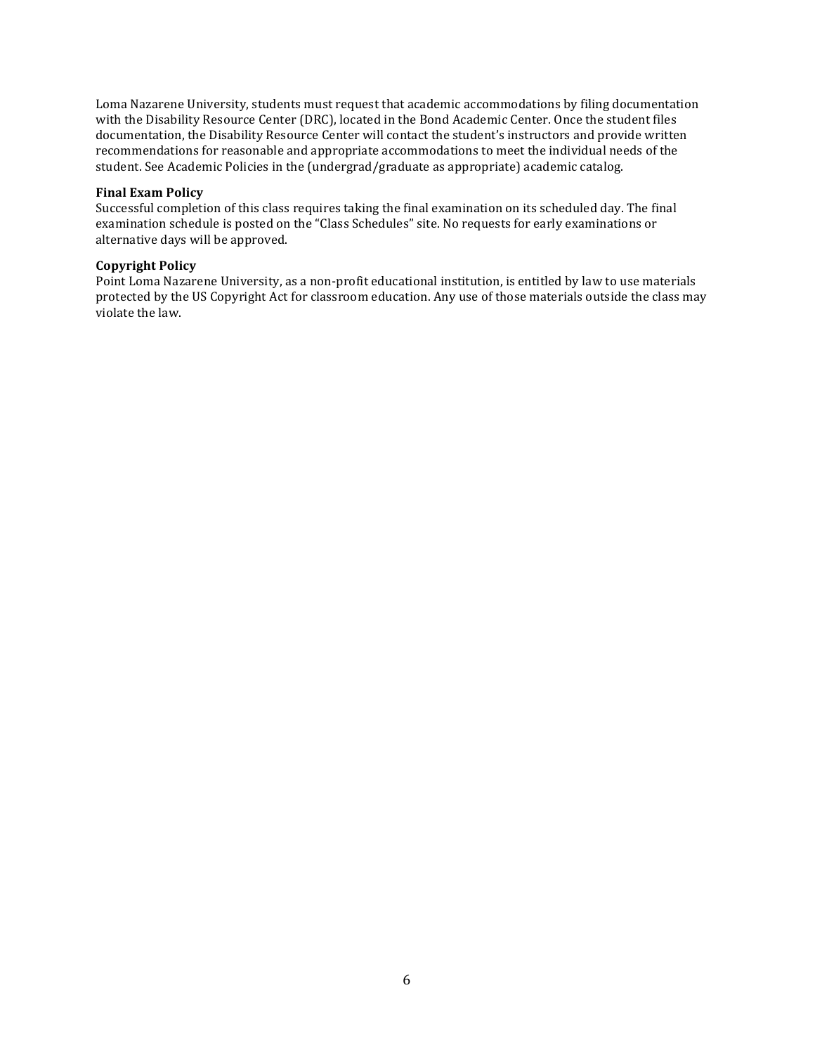Loma Nazarene University, students must request that academic accommodations by filing documentation with the Disability Resource Center (DRC), located in the Bond Academic Center. Once the student files documentation, the Disability Resource Center will contact the student's instructors and provide written recommendations for reasonable and appropriate accommodations to meet the individual needs of the student. See Academic Policies in the (undergrad/graduate as appropriate) academic catalog.

**Final Exam Policy**

Successful completion of this class requires taking the final examination on its scheduled day. The final examination schedule is posted on the "Class Schedules" site. No requests for early examinations or alternative days will be approved.

**Copyright Policy**

Point Loma Nazarene University, as a non-profit educational institution, is entitled by law to use materials protected by the US Copyright Act for classroom education. Any use of those materials outside the class may violate the law.